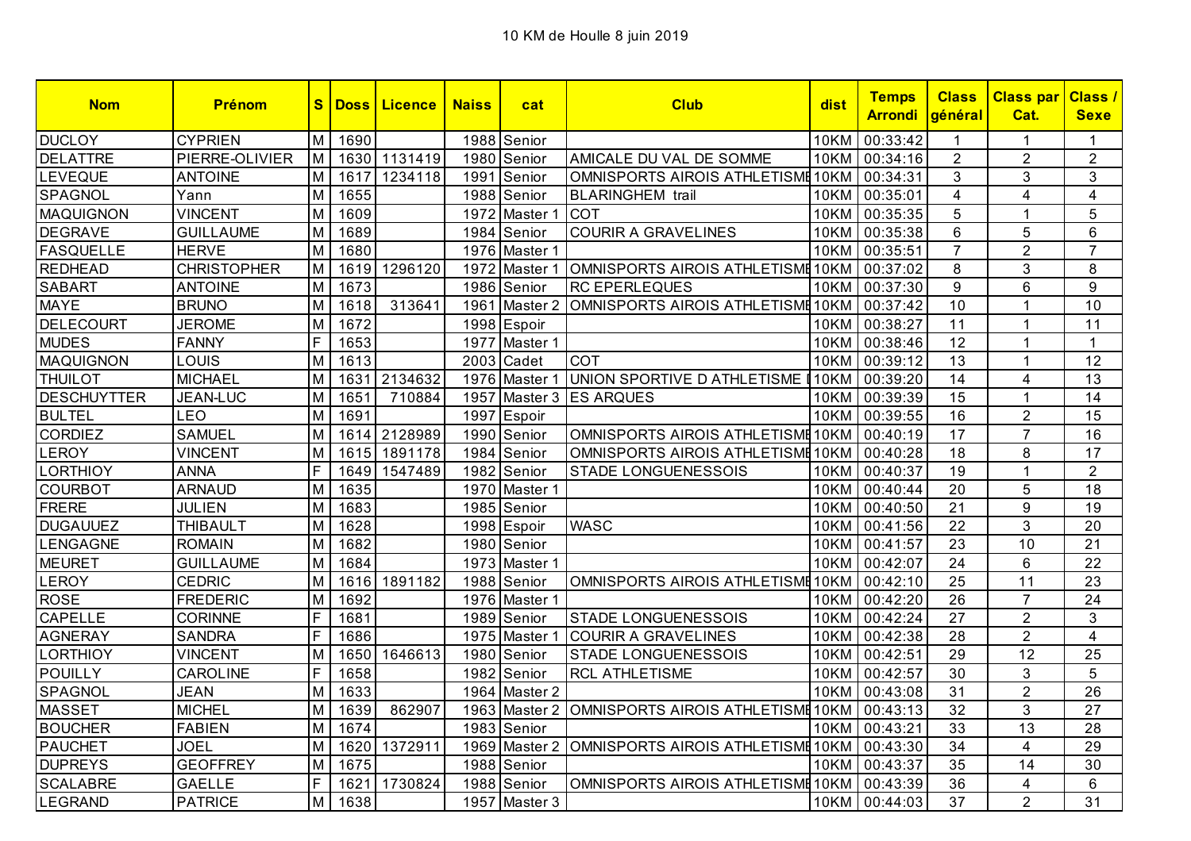10 KM de Houlle 8 juin 2019

| Nom | Prénom | S | Doss | Licence | Naiss | cat | Club | dist | Temps Arrondi | Class général | Class par Cat. | Class / Sexe |
|---|---|---|---|---|---|---|---|---|---|---|---|---|
| DUCLOY | CYPRIEN | M | 1690 | | 1988 | Senior | | 10KM | 00:33:42 | 1 | 1 | 1 |
| DELATTRE | PIERRE-OLIVIER | M | 1630 | 1131419 | 1980 | Senior | AMICALE DU VAL DE SOMME | 10KM | 00:34:16 | 2 | 2 | 2 |
| LEVEQUE | ANTOINE | M | 1617 | 1234118 | 1991 | Senior | OMNISPORTS AIROIS ATHLETISME | 10KM | 00:34:31 | 3 | 3 | 3 |
| SPAGNOL | Yann | M | 1655 | | 1988 | Senior | BLARINGHEM trail | 10KM | 00:35:01 | 4 | 4 | 4 |
| MAQUIGNON | VINCENT | M | 1609 | | 1972 | Master 1 | COT | 10KM | 00:35:35 | 5 | 1 | 5 |
| DEGRAVE | GUILLAUME | M | 1689 | | 1984 | Senior | COURIR A GRAVELINES | 10KM | 00:35:38 | 6 | 5 | 6 |
| FASQUELLE | HERVE | M | 1680 | | 1976 | Master 1 | | 10KM | 00:35:51 | 7 | 2 | 7 |
| REDHEAD | CHRISTOPHER | M | 1619 | 1296120 | 1972 | Master 1 | OMNISPORTS AIROIS ATHLETISME | 10KM | 00:37:02 | 8 | 3 | 8 |
| SABART | ANTOINE | M | 1673 | | 1986 | Senior | RC EPERLEQUES | 10KM | 00:37:30 | 9 | 6 | 9 |
| MAYE | BRUNO | M | 1618 | 313641 | 1961 | Master 2 | OMNISPORTS AIROIS ATHLETISME | 10KM | 00:37:42 | 10 | 1 | 10 |
| DELECOURT | JEROME | M | 1672 | | 1998 | Espoir | | 10KM | 00:38:27 | 11 | 1 | 11 |
| MUDES | FANNY | F | 1653 | | 1977 | Master 1 | | 10KM | 00:38:46 | 12 | 1 | 1 |
| MAQUIGNON | LOUIS | M | 1613 | | 2003 | Cadet | COT | 10KM | 00:39:12 | 13 | 1 | 12 |
| THUILOT | MICHAEL | M | 1631 | 2134632 | 1976 | Master 1 | UNION SPORTIVE D ATHLETISME | 10KM | 00:39:20 | 14 | 4 | 13 |
| DESCHUYTTER | JEAN-LUC | M | 1651 | 710884 | 1957 | Master 3 | ES ARQUES | 10KM | 00:39:39 | 15 | 1 | 14 |
| BULTEL | LEO | M | 1691 | | 1997 | Espoir | | 10KM | 00:39:55 | 16 | 2 | 15 |
| CORDIEZ | SAMUEL | M | 1614 | 2128989 | 1990 | Senior | OMNISPORTS AIROIS ATHLETISME | 10KM | 00:40:19 | 17 | 7 | 16 |
| LEROY | VINCENT | M | 1615 | 1891178 | 1984 | Senior | OMNISPORTS AIROIS ATHLETISME | 10KM | 00:40:28 | 18 | 8 | 17 |
| LORTHIOY | ANNA | F | 1649 | 1547489 | 1982 | Senior | STADE LONGUENESSOIS | 10KM | 00:40:37 | 19 | 1 | 2 |
| COURBOT | ARNAUD | M | 1635 | | 1970 | Master 1 | | 10KM | 00:40:44 | 20 | 5 | 18 |
| FRERE | JULIEN | M | 1683 | | 1985 | Senior | | 10KM | 00:40:50 | 21 | 9 | 19 |
| DUGAUUEZ | THIBAULT | M | 1628 | | 1998 | Espoir | WASC | 10KM | 00:41:56 | 22 | 3 | 20 |
| LENGAGNE | ROMAIN | M | 1682 | | 1980 | Senior | | 10KM | 00:41:57 | 23 | 10 | 21 |
| MEURET | GUILLAUME | M | 1684 | | 1973 | Master 1 | | 10KM | 00:42:07 | 24 | 6 | 22 |
| LEROY | CEDRIC | M | 1616 | 1891182 | 1988 | Senior | OMNISPORTS AIROIS ATHLETISME | 10KM | 00:42:10 | 25 | 11 | 23 |
| ROSE | FREDERIC | M | 1692 | | 1976 | Master 1 | | 10KM | 00:42:20 | 26 | 7 | 24 |
| CAPELLE | CORINNE | F | 1681 | | 1989 | Senior | STADE LONGUENESSOIS | 10KM | 00:42:24 | 27 | 2 | 3 |
| AGNERAY | SANDRA | F | 1686 | | 1975 | Master 1 | COURIR A GRAVELINES | 10KM | 00:42:38 | 28 | 2 | 4 |
| LORTHIOY | VINCENT | M | 1650 | 1646613 | 1980 | Senior | STADE LONGUENESSOIS | 10KM | 00:42:51 | 29 | 12 | 25 |
| POUILLY | CAROLINE | F | 1658 | | 1982 | Senior | RCL ATHLETISME | 10KM | 00:42:57 | 30 | 3 | 5 |
| SPAGNOL | JEAN | M | 1633 | | 1964 | Master 2 | | 10KM | 00:43:08 | 31 | 2 | 26 |
| MASSET | MICHEL | M | 1639 | 862907 | 1963 | Master 2 | OMNISPORTS AIROIS ATHLETISME | 10KM | 00:43:13 | 32 | 3 | 27 |
| BOUCHER | FABIEN | M | 1674 | | 1983 | Senior | | 10KM | 00:43:21 | 33 | 13 | 28 |
| PAUCHET | JOEL | M | 1620 | 1372911 | 1969 | Master 2 | OMNISPORTS AIROIS ATHLETISME | 10KM | 00:43:30 | 34 | 4 | 29 |
| DUPREYS | GEOFFREY | M | 1675 | | 1988 | Senior | | 10KM | 00:43:37 | 35 | 14 | 30 |
| SCALABRE | GAELLE | F | 1621 | 1730824 | 1988 | Senior | OMNISPORTS AIROIS ATHLETISME | 10KM | 00:43:39 | 36 | 4 | 6 |
| LEGRAND | PATRICE | M | 1638 | | 1957 | Master 3 | | 10KM | 00:44:03 | 37 | 2 | 31 |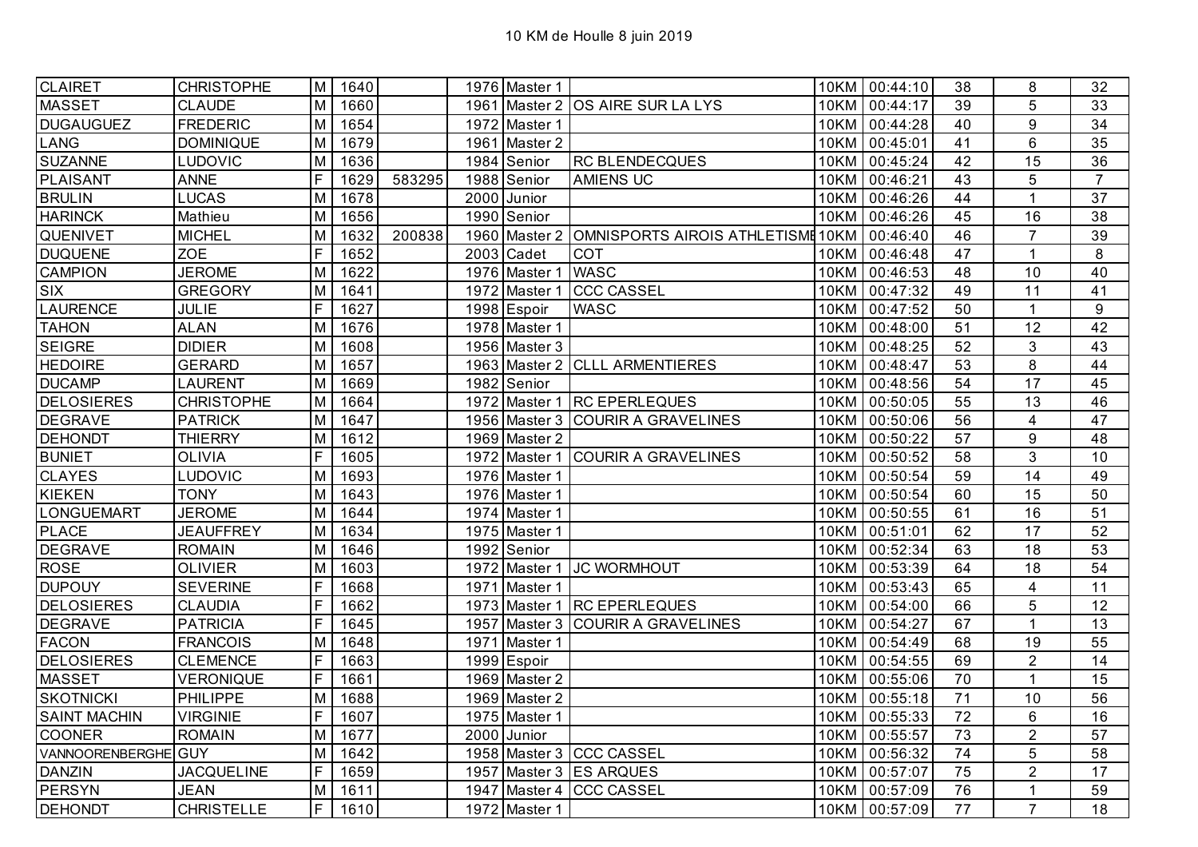# 10 KM de Houlle 8 juin 2019

| | | | | | | | | | | | | |
|---|---|---|---|---|---|---|---|---|---|---|---|---|
| CLAIRET | CHRISTOPHE | M | 1640 | | 1976 | Master 1 | | 10KM | 00:44:10 | 38 | 8 | 32 |
| MASSET | CLAUDE | M | 1660 | | 1961 | Master 2 | OS AIRE SUR LA LYS | 10KM | 00:44:17 | 39 | 5 | 33 |
| DUGAUGUEZ | FREDERIC | M | 1654 | | 1972 | Master 1 | | 10KM | 00:44:28 | 40 | 9 | 34 |
| LANG | DOMINIQUE | M | 1679 | | 1961 | Master 2 | | 10KM | 00:45:01 | 41 | 6 | 35 |
| SUZANNE | LUDOVIC | M | 1636 | | 1984 | Senior | RC BLENDECQUES | 10KM | 00:45:24 | 42 | 15 | 36 |
| PLAISANT | ANNE | F | 1629 | 583295 | 1988 | Senior | AMIENS UC | 10KM | 00:46:21 | 43 | 5 | 7 |
| BRULIN | LUCAS | M | 1678 | | 2000 | Junior | | 10KM | 00:46:26 | 44 | 1 | 37 |
| HARINCK | Mathieu | M | 1656 | | 1990 | Senior | | 10KM | 00:46:26 | 45 | 16 | 38 |
| QUENIVET | MICHEL | M | 1632 | 200838 | 1960 | Master 2 | OMNISPORTS AIROIS ATHLETISME | 10KM | 00:46:40 | 46 | 7 | 39 |
| DUQUENE | ZOE | F | 1652 | | 2003 | Cadet | COT | 10KM | 00:46:48 | 47 | 1 | 8 |
| CAMPION | JEROME | M | 1622 | | 1976 | Master 1 | WASC | 10KM | 00:46:53 | 48 | 10 | 40 |
| SIX | GREGORY | M | 1641 | | 1972 | Master 1 | CCC CASSEL | 10KM | 00:47:32 | 49 | 11 | 41 |
| LAURENCE | JULIE | F | 1627 | | 1998 | Espoir | WASC | 10KM | 00:47:52 | 50 | 1 | 9 |
| TAHON | ALAN | M | 1676 | | 1978 | Master 1 | | 10KM | 00:48:00 | 51 | 12 | 42 |
| SEIGRE | DIDIER | M | 1608 | | 1956 | Master 3 | | 10KM | 00:48:25 | 52 | 3 | 43 |
| HEDOIRE | GERARD | M | 1657 | | 1963 | Master 2 | CLLL ARMENTIERES | 10KM | 00:48:47 | 53 | 8 | 44 |
| DUCAMP | LAURENT | M | 1669 | | 1982 | Senior | | 10KM | 00:48:56 | 54 | 17 | 45 |
| DELOSIERES | CHRISTOPHE | M | 1664 | | 1972 | Master 1 | RC EPERLEQUES | 10KM | 00:50:05 | 55 | 13 | 46 |
| DEGRAVE | PATRICK | M | 1647 | | 1956 | Master 3 | COURIR A GRAVELINES | 10KM | 00:50:06 | 56 | 4 | 47 |
| DEHONDT | THIERRY | M | 1612 | | 1969 | Master 2 | | 10KM | 00:50:22 | 57 | 9 | 48 |
| BUNIET | OLIVIA | F | 1605 | | 1972 | Master 1 | COURIR A GRAVELINES | 10KM | 00:50:52 | 58 | 3 | 10 |
| CLAYES | LUDOVIC | M | 1693 | | 1976 | Master 1 | | 10KM | 00:50:54 | 59 | 14 | 49 |
| KIEKEN | TONY | M | 1643 | | 1976 | Master 1 | | 10KM | 00:50:54 | 60 | 15 | 50 |
| LONGUEMART | JEROME | M | 1644 | | 1974 | Master 1 | | 10KM | 00:50:55 | 61 | 16 | 51 |
| PLACE | JEAUFFREY | M | 1634 | | 1975 | Master 1 | | 10KM | 00:51:01 | 62 | 17 | 52 |
| DEGRAVE | ROMAIN | M | 1646 | | 1992 | Senior | | 10KM | 00:52:34 | 63 | 18 | 53 |
| ROSE | OLIVIER | M | 1603 | | 1972 | Master 1 | JC WORMHOUT | 10KM | 00:53:39 | 64 | 18 | 54 |
| DUPOUY | SEVERINE | F | 1668 | | 1971 | Master 1 | | 10KM | 00:53:43 | 65 | 4 | 11 |
| DELOSIERES | CLAUDIA | F | 1662 | | 1973 | Master 1 | RC EPERLEQUES | 10KM | 00:54:00 | 66 | 5 | 12 |
| DEGRAVE | PATRICIA | F | 1645 | | 1957 | Master 3 | COURIR A GRAVELINES | 10KM | 00:54:27 | 67 | 1 | 13 |
| FACON | FRANCOIS | M | 1648 | | 1971 | Master 1 | | 10KM | 00:54:49 | 68 | 19 | 55 |
| DELOSIERES | CLEMENCE | F | 1663 | | 1999 | Espoir | | 10KM | 00:54:55 | 69 | 2 | 14 |
| MASSET | VERONIQUE | F | 1661 | | 1969 | Master 2 | | 10KM | 00:55:06 | 70 | 1 | 15 |
| SKOTNICKI | PHILIPPE | M | 1688 | | 1969 | Master 2 | | 10KM | 00:55:18 | 71 | 10 | 56 |
| SAINT MACHIN | VIRGINIE | F | 1607 | | 1975 | Master 1 | | 10KM | 00:55:33 | 72 | 6 | 16 |
| COONER | ROMAIN | M | 1677 | | 2000 | Junior | | 10KM | 00:55:57 | 73 | 2 | 57 |
| VANNOORENBERGHE | GUY | M | 1642 | | 1958 | Master 3 | CCC CASSEL | 10KM | 00:56:32 | 74 | 5 | 58 |
| DANZIN | JACQUELINE | F | 1659 | | 1957 | Master 3 | ES ARQUES | 10KM | 00:57:07 | 75 | 2 | 17 |
| PERSYN | JEAN | M | 1611 | | 1947 | Master 4 | CCC CASSEL | 10KM | 00:57:09 | 76 | 1 | 59 |
| DEHONDT | CHRISTELLE | F | 1610 | | 1972 | Master 1 | | 10KM | 00:57:09 | 77 | 7 | 18 |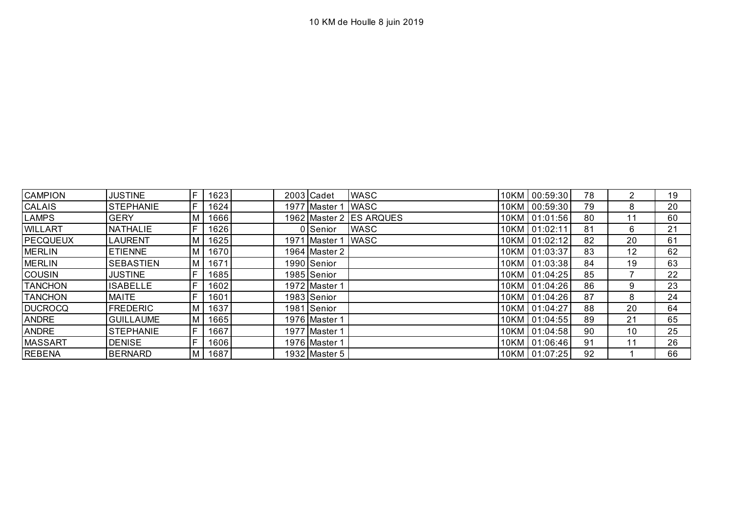10 KM de Houlle 8 juin 2019

| | | | | | | | | | | | | |
|---|---|---|---|---|---|---|---|---|---|---|---|---|
| CAMPION | JUSTINE | F | 1623 | | 2003 | Cadet | WASC | 10KM | 00:59:30 | 78 | 2 | 19 |
| CALAIS | STEPHANIE | F | 1624 | | 1977 | Master 1 | WASC | 10KM | 00:59:30 | 79 | 8 | 20 |
| LAMPS | GERY | M | 1666 | | 1962 | Master 2 | ES ARQUES | 10KM | 01:01:56 | 80 | 11 | 60 |
| WILLART | NATHALIE | F | 1626 | | 0 | Senior | WASC | 10KM | 01:02:11 | 81 | 6 | 21 |
| PECQUEUX | LAURENT | M | 1625 | | 1971 | Master 1 | WASC | 10KM | 01:02:12 | 82 | 20 | 61 |
| MERLIN | ETIENNE | M | 1670 | | 1964 | Master 2 | | 10KM | 01:03:37 | 83 | 12 | 62 |
| MERLIN | SEBASTIEN | M | 1671 | | 1990 | Senior | | 10KM | 01:03:38 | 84 | 19 | 63 |
| COUSIN | JUSTINE | F | 1685 | | 1985 | Senior | | 10KM | 01:04:25 | 85 | 7 | 22 |
| TANCHON | ISABELLE | F | 1602 | | 1972 | Master 1 | | 10KM | 01:04:26 | 86 | 9 | 23 |
| TANCHON | MAITE | F | 1601 | | 1983 | Senior | | 10KM | 01:04:26 | 87 | 8 | 24 |
| DUCROCQ | FREDERIC | M | 1637 | | 1981 | Senior | | 10KM | 01:04:27 | 88 | 20 | 64 |
| ANDRE | GUILLAUME | M | 1665 | | 1976 | Master 1 | | 10KM | 01:04:55 | 89 | 21 | 65 |
| ANDRE | STEPHANIE | F | 1667 | | 1977 | Master 1 | | 10KM | 01:04:58 | 90 | 10 | 25 |
| MASSART | DENISE | F | 1606 | | 1976 | Master 1 | | 10KM | 01:06:46 | 91 | 11 | 26 |
| REBENA | BERNARD | M | 1687 | | 1932 | Master 5 | | 10KM | 01:07:25 | 92 | 1 | 66 |